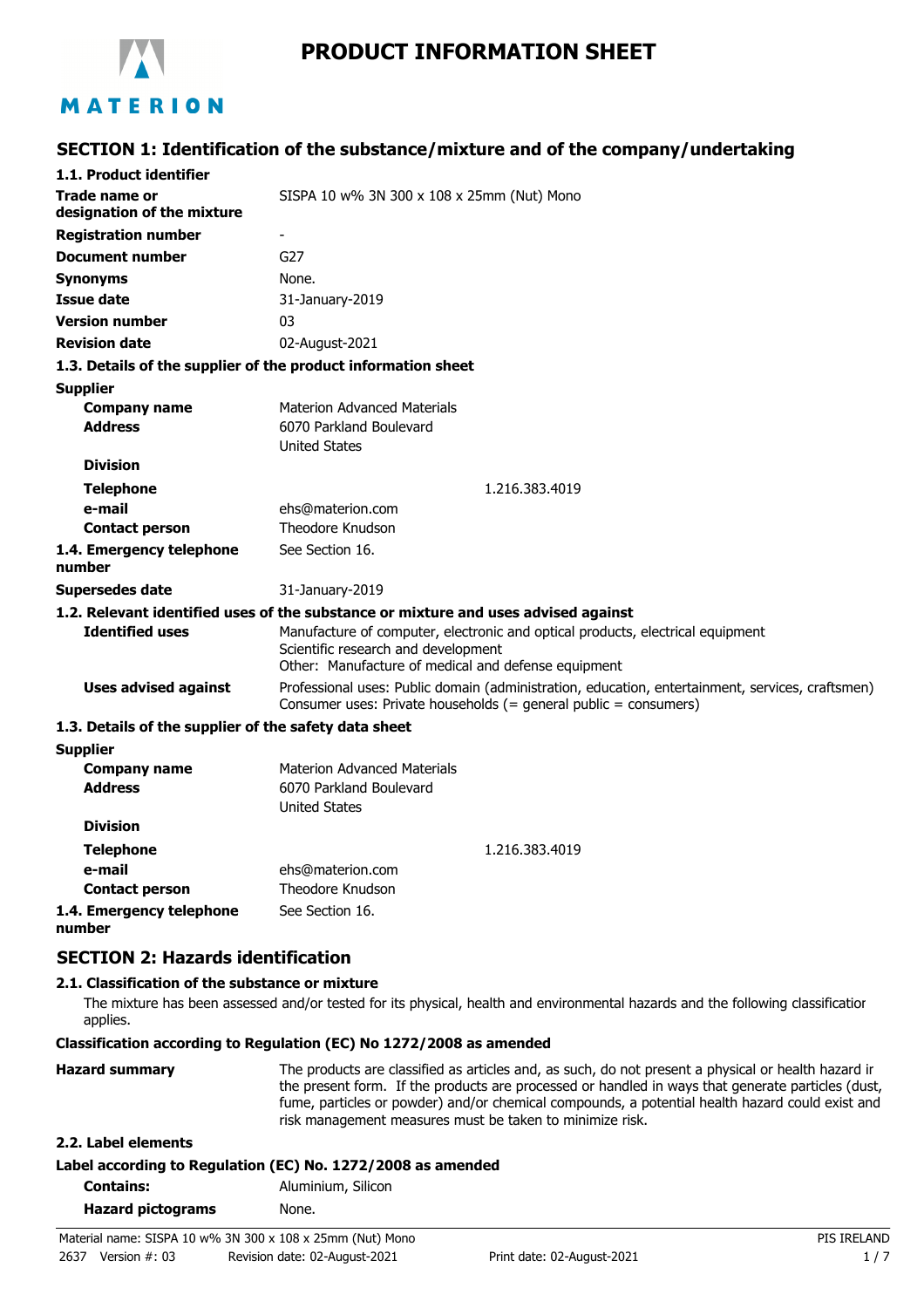MATERION

# PRODUCT INFORMATION SHEET

## SECTION 1: Identification of the substance/mixture and of the company/undertaking

### 1.1. Product identifier

| | |
|---|---|
| **Trade name or designation of the mixture** | SISPA 10 w% 3N 300 x 108 x 25mm (Nut) Mono |
| **Registration number** | - |
| **Document number** | G27 |
| **Synonyms** | None. |
| **Issue date** | 31-January-2019 |
| **Version number** | 03 |
| **Revision date** | 02-August-2021 |

### 1.3. Details of the supplier of the product information sheet

**Supplier**

| | |
|---|---|
| **Company name** | Materion Advanced Materials |
| **Address** | 6070 Parkland Boulevard<br>United States |
| **Division** | |
| **Telephone** | 1.216.383.4019 |
| **e-mail** | ehs@materion.com |
| **Contact person** | Theodore Knudson |
| **1.4. Emergency telephone number** | See Section 16. |
| **Supersedes date** | 31-January-2019 |

### 1.2. Relevant identified uses of the substance or mixture and uses advised against

| | |
|---|---|
| **Identified uses** | Manufacture of computer, electronic and optical products, electrical equipment<br>Scientific research and development<br>Other: Manufacture of medical and defense equipment |
| **Uses advised against** | Professional uses: Public domain (administration, education, entertainment, services, craftsmen)<br>Consumer uses: Private households (= general public = consumers) |

### 1.3. Details of the supplier of the safety data sheet

**Supplier**

| | |
|---|---|
| **Company name** | Materion Advanced Materials |
| **Address** | 6070 Parkland Boulevard<br>United States |
| **Division** | |
| **Telephone** | 1.216.383.4019 |
| **e-mail** | ehs@materion.com |
| **Contact person** | Theodore Knudson |
| **1.4. Emergency telephone number** | See Section 16. |

## SECTION 2: Hazards identification

### 2.1. Classification of the substance or mixture

The mixture has been assessed and/or tested for its physical, health and environmental hazards and the following classification applies.

**Classification according to Regulation (EC) No 1272/2008 as amended**

| | |
|---|---|
| **Hazard summary** | The products are classified as articles and, as such, do not present a physical or health hazard in the present form. If the products are processed or handled in ways that generate particles (dust, fume, particles or powder) and/or chemical compounds, a potential health hazard could exist and risk management measures must be taken to minimize risk. |

### 2.2. Label elements

**Label according to Regulation (EC) No. 1272/2008 as amended**

| | |
|---|---|
| **Contains:** | Aluminium, Silicon |
| **Hazard pictograms** | None. |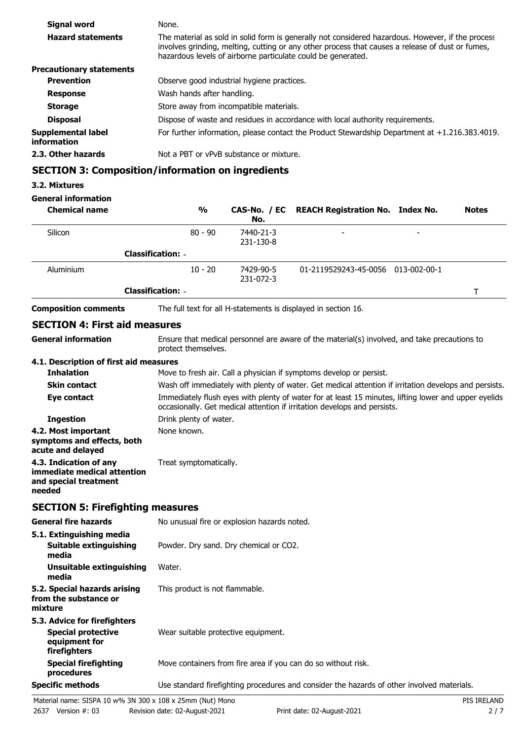| | |
|---|---|
| **Signal word** | None. |
| **Hazard statements** | The material as sold in solid form is generally not considered hazardous. However, if the process involves grinding, melting, cutting or any other process that causes a release of dust or fumes, hazardous levels of airborne particulate could be generated. |
| **Precautionary statements** | |
| **Prevention** | Observe good industrial hygiene practices. |
| **Response** | Wash hands after handling. |
| **Storage** | Store away from incompatible materials. |
| **Disposal** | Dispose of waste and residues in accordance with local authority requirements. |
| **Supplemental label information** | For further information, please contact the Product Stewardship Department at +1.216.383.4019. |
| **2.3. Other hazards** | Not a PBT or vPvB substance or mixture. |

## SECTION 3: Composition/information on ingredients

**3.2. Mixtures**

**General information**

| Chemical name | % | CAS-No. / EC No. | REACH Registration No. | Index No. | Notes |
|---|---|---|---|---|---|
| Silicon | 80 - 90 | 7440-21-3 231-130-8 | - | - | |
| **Classification:** - | | | | | |
| Aluminium | 10 - 20 | 7429-90-5 231-072-3 | 01-2119529243-45-0056 | 013-002-00-1 | |
| **Classification:** - | | | | | T |

**Composition comments** The full text for all H-statements is displayed in section 16.

## SECTION 4: First aid measures

| | |
|---|---|
| **General information** | Ensure that medical personnel are aware of the material(s) involved, and take precautions to protect themselves. |
| **4.1. Description of first aid measures** | |
| **Inhalation** | Move to fresh air. Call a physician if symptoms develop or persist. |
| **Skin contact** | Wash off immediately with plenty of water. Get medical attention if irritation develops and persists. |
| **Eye contact** | Immediately flush eyes with plenty of water for at least 15 minutes, lifting lower and upper eyelids occasionally. Get medical attention if irritation develops and persists. |
| **Ingestion** | Drink plenty of water. |
| **4.2. Most important symptoms and effects, both acute and delayed** | None known. |
| **4.3. Indication of any immediate medical attention and special treatment needed** | Treat symptomatically. |

## SECTION 5: Firefighting measures

| | |
|---|---|
| **General fire hazards** | No unusual fire or explosion hazards noted. |
| **5.1. Extinguishing media** | |
| **Suitable extinguishing media** | Powder. Dry sand. Dry chemical or $CO_2$. |
| **Unsuitable extinguishing media** | Water. |
| **5.2. Special hazards arising from the substance or mixture** | This product is not flammable. |
| **5.3. Advice for firefighters** | |
| **Special protective equipment for firefighters** | Wear suitable protective equipment. |
| **Special firefighting procedures** | Move containers from fire area if you can do so without risk. |
| **Specific methods** | Use standard firefighting procedures and consider the hazards of other involved materials. |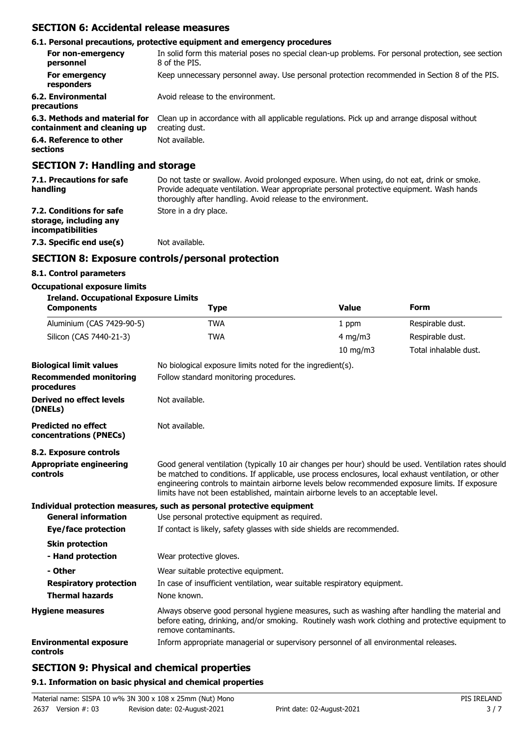## SECTION 6: Accidental release measures

### 6.1. Personal precautions, protective equipment and emergency procedures

| | |
|---|---|
| **For non-emergency personnel** | In solid form this material poses no special clean-up problems. For personal protection, see section 8 of the PIS. |
| **For emergency responders** | Keep unnecessary personnel away. Use personal protection recommended in Section 8 of the PIS. |
| **6.2. Environmental precautions** | Avoid release to the environment. |
| **6.3. Methods and material for containment and cleaning up** | Clean up in accordance with all applicable regulations. Pick up and arrange disposal without creating dust. |
| **6.4. Reference to other sections** | Not available. |

## SECTION 7: Handling and storage

| | |
|---|---|
| **7.1. Precautions for safe handling** | Do not taste or swallow. Avoid prolonged exposure. When using, do not eat, drink or smoke. Provide adequate ventilation. Wear appropriate personal protective equipment. Wash hands thoroughly after handling. Avoid release to the environment. |
| **7.2. Conditions for safe storage, including any incompatibilities** | Store in a dry place. |
| **7.3. Specific end use(s)** | Not available. |

## SECTION 8: Exposure controls/personal protection

### 8.1. Control parameters

**Occupational exposure limits**

**Ireland. Occupational Exposure Limits**

| Components | Type | Value | Form |
|---|---|---|---|
| Aluminium (CAS 7429-90-5) | TWA | 1 ppm | Respirable dust. |
| Silicon (CAS 7440-21-3) | TWA | 4 mg/m3 | Respirable dust. |
| | | 10 mg/m3 | Total inhalable dust. |

| | |
|---|---|
| **Biological limit values** | No biological exposure limits noted for the ingredient(s). |
| **Recommended monitoring procedures** | Follow standard monitoring procedures. |
| **Derived no effect levels (DNELs)** | Not available. |
| **Predicted no effect concentrations (PNECs)** | Not available. |

### 8.2. Exposure controls

| | |
|---|---|
| **Appropriate engineering controls** | Good general ventilation (typically 10 air changes per hour) should be used. Ventilation rates should be matched to conditions. If applicable, use process enclosures, local exhaust ventilation, or other engineering controls to maintain airborne levels below recommended exposure limits. If exposure limits have not been established, maintain airborne levels to an acceptable level. |

**Individual protection measures, such as personal protective equipment**

| | |
|---|---|
| **General information** | Use personal protective equipment as required. |
| **Eye/face protection** | If contact is likely, safety glasses with side shields are recommended. |
| **Skin protection** | |
| **- Hand protection** | Wear protective gloves. |
| **- Other** | Wear suitable protective equipment. |
| **Respiratory protection** | In case of insufficient ventilation, wear suitable respiratory equipment. |
| **Thermal hazards** | None known. |
| **Hygiene measures** | Always observe good personal hygiene measures, such as washing after handling the material and before eating, drinking, and/or smoking. Routinely wash work clothing and protective equipment to remove contaminants. |
| **Environmental exposure controls** | Inform appropriate managerial or supervisory personnel of all environmental releases. |

## SECTION 9: Physical and chemical properties

### 9.1. Information on basic physical and chemical properties

Material name: SISPA 10 w% 3N 300 x 108 x 25mm (Nut) Mono
2637 Version #: 03 Revision date: 02-August-2021 Print date: 02-August-2021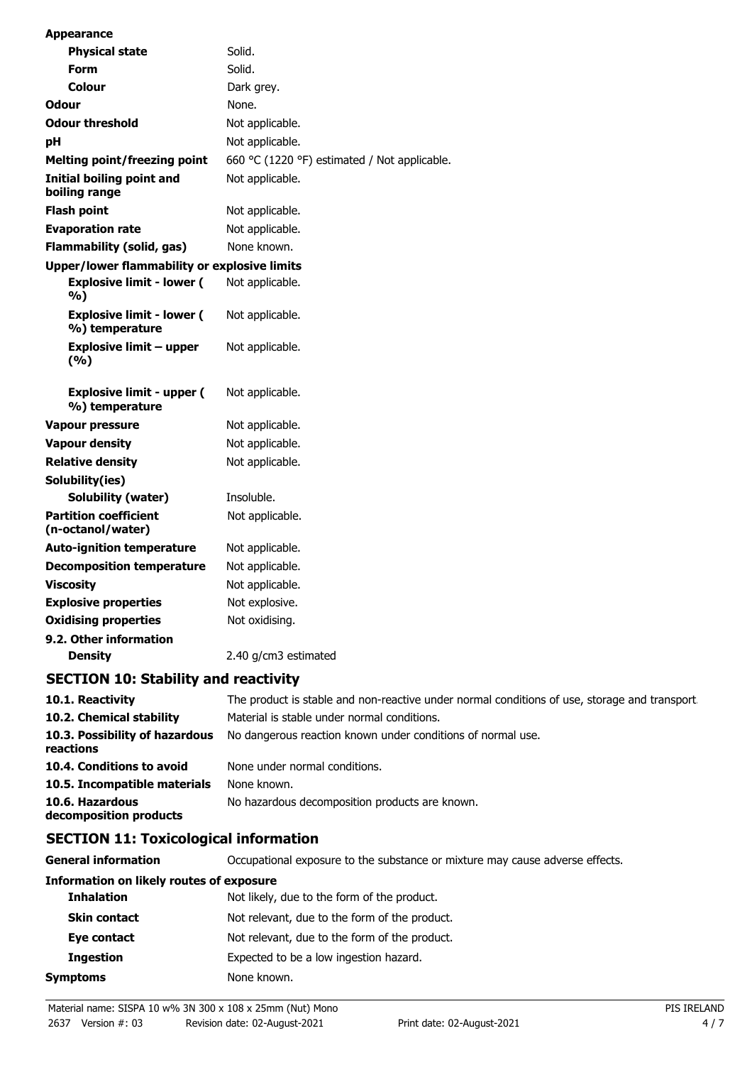| **Appearance** | |
| --- | --- |
| **Physical state** | Solid. |
| **Form** | Solid. |
| **Colour** | Dark grey. |
| **Odour** | None. |
| **Odour threshold** | Not applicable. |
| **pH** | Not applicable. |
| **Melting point/freezing point** | 660 °C (1220 °F) estimated / Not applicable. |
| **Initial boiling point and boiling range** | Not applicable. |
| **Flash point** | Not applicable. |
| **Evaporation rate** | Not applicable. |
| **Flammability (solid, gas)** | None known. |
| **Upper/lower flammability or explosive limits** | |
| **Explosive limit - lower ( %)** | Not applicable. |
| **Explosive limit - lower ( %) temperature** | Not applicable. |
| **Explosive limit – upper (%)** | Not applicable. |
| **Explosive limit - upper ( %) temperature** | Not applicable. |
| **Vapour pressure** | Not applicable. |
| **Vapour density** | Not applicable. |
| **Relative density** | Not applicable. |
| **Solubility(ies)** | |
| **Solubility (water)** | Insoluble. |
| **Partition coefficient (n-octanol/water)** | Not applicable. |
| **Auto-ignition temperature** | Not applicable. |
| **Decomposition temperature** | Not applicable. |
| **Viscosity** | Not applicable. |
| **Explosive properties** | Not explosive. |
| **Oxidising properties** | Not oxidising. |
| **9.2. Other information** | |
| **Density** | 2.40 g/cm3 estimated |

## SECTION 10: Stability and reactivity

| | |
| --- | --- |
| **10.1. Reactivity** | The product is stable and non-reactive under normal conditions of use, storage and transport. |
| **10.2. Chemical stability** | Material is stable under normal conditions. |
| **10.3. Possibility of hazardous reactions** | No dangerous reaction known under conditions of normal use. |
| **10.4. Conditions to avoid** | None under normal conditions. |
| **10.5. Incompatible materials** | None known. |
| **10.6. Hazardous decomposition products** | No hazardous decomposition products are known. |

## SECTION 11: Toxicological information

| | |
| --- | --- |
| **General information** | Occupational exposure to the substance or mixture may cause adverse effects. |
| **Information on likely routes of exposure** | |
| **Inhalation** | Not likely, due to the form of the product. |
| **Skin contact** | Not relevant, due to the form of the product. |
| **Eye contact** | Not relevant, due to the form of the product. |
| **Ingestion** | Expected to be a low ingestion hazard. |
| **Symptoms** | None known. |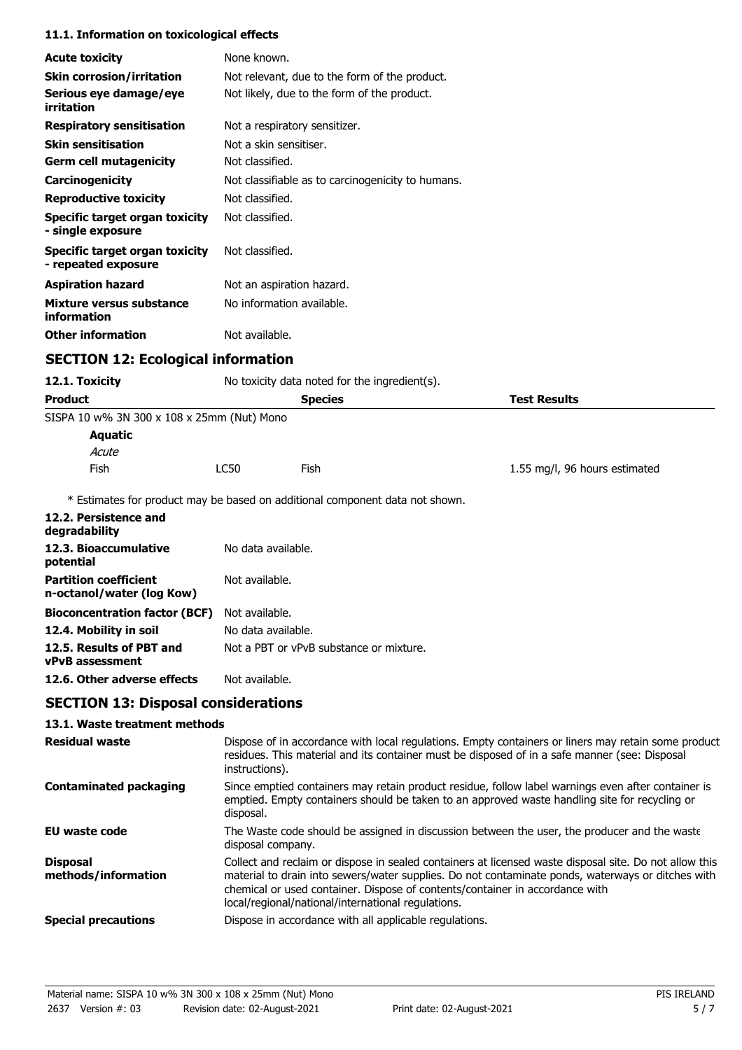### 11.1. Information on toxicological effects

| | |
|---|---|
| **Acute toxicity** | None known. |
| **Skin corrosion/irritation** | Not relevant, due to the form of the product. |
| **Serious eye damage/eye irritation** | Not likely, due to the form of the product. |
| **Respiratory sensitisation** | Not a respiratory sensitizer. |
| **Skin sensitisation** | Not a skin sensitiser. |
| **Germ cell mutagenicity** | Not classified. |
| **Carcinogenicity** | Not classifiable as to carcinogenicity to humans. |
| **Reproductive toxicity** | Not classified. |
| **Specific target organ toxicity - single exposure** | Not classified. |
| **Specific target organ toxicity - repeated exposure** | Not classified. |
| **Aspiration hazard** | Not an aspiration hazard. |
| **Mixture versus substance information** | No information available. |
| **Other information** | Not available. |

## SECTION 12: Ecological information

**12.1. Toxicity** No toxicity data noted for the ingredient(s).

| Product | | Species | Test Results |
|---|---|---|---|
| SISPA 10 w% 3N 300 x 108 x 25mm (Nut) Mono | | | |
| **Aquatic** | | | |
| *Acute* | | | |
| Fish | LC50 | Fish | 1.55 mg/l, 96 hours estimated |

\* Estimates for product may be based on additional component data not shown.

| | |
|---|---|
| **12.2. Persistence and degradability** | |
| **12.3. Bioaccumulative potential** | No data available. |
| **Partition coefficient n-octanol/water (log Kow)** | Not available. |
| **Bioconcentration factor (BCF)** | Not available. |
| **12.4. Mobility in soil** | No data available. |
| **12.5. Results of PBT and vPvB assessment** | Not a PBT or vPvB substance or mixture. |
| **12.6. Other adverse effects** | Not available. |

## SECTION 13: Disposal considerations

### 13.1. Waste treatment methods

| | |
|---|---|
| **Residual waste** | Dispose of in accordance with local regulations. Empty containers or liners may retain some product residues. This material and its container must be disposed of in a safe manner (see: Disposal instructions). |
| **Contaminated packaging** | Since emptied containers may retain product residue, follow label warnings even after container is emptied. Empty containers should be taken to an approved waste handling site for recycling or disposal. |
| **EU waste code** | The Waste code should be assigned in discussion between the user, the producer and the waste disposal company. |
| **Disposal methods/information** | Collect and reclaim or dispose in sealed containers at licensed waste disposal site. Do not allow this material to drain into sewers/water supplies. Do not contaminate ponds, waterways or ditches with chemical or used container. Dispose of contents/container in accordance with local/regional/national/international regulations. |
| **Special precautions** | Dispose in accordance with all applicable regulations. |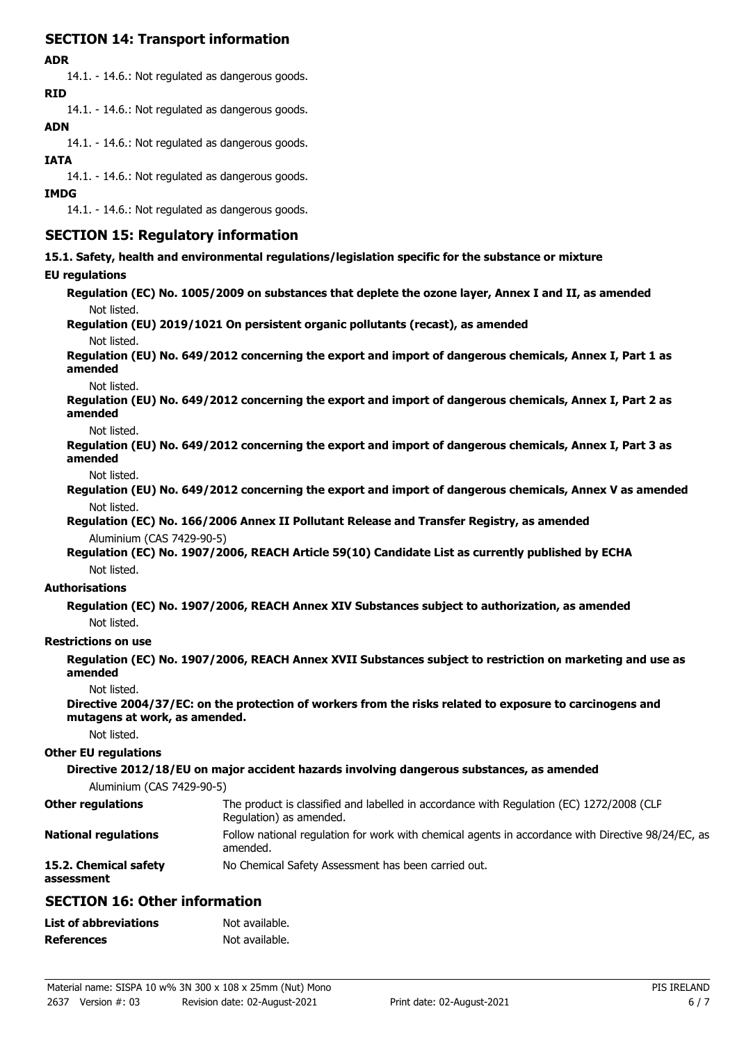## SECTION 14: Transport information

**ADR**

14.1. - 14.6.: Not regulated as dangerous goods.

**RID**

14.1. - 14.6.: Not regulated as dangerous goods.

**ADN**

14.1. - 14.6.: Not regulated as dangerous goods.

**IATA**

14.1. - 14.6.: Not regulated as dangerous goods.

**IMDG**

14.1. - 14.6.: Not regulated as dangerous goods.

## SECTION 15: Regulatory information

**15.1. Safety, health and environmental regulations/legislation specific for the substance or mixture**

**EU regulations**

**Regulation (EC) No. 1005/2009 on substances that deplete the ozone layer, Annex I and II, as amended**

Not listed.

**Regulation (EU) 2019/1021 On persistent organic pollutants (recast), as amended**

Not listed.

**Regulation (EU) No. 649/2012 concerning the export and import of dangerous chemicals, Annex I, Part 1 as amended**

Not listed.

**Regulation (EU) No. 649/2012 concerning the export and import of dangerous chemicals, Annex I, Part 2 as amended**

Not listed.

**Regulation (EU) No. 649/2012 concerning the export and import of dangerous chemicals, Annex I, Part 3 as amended**

Not listed.

**Regulation (EU) No. 649/2012 concerning the export and import of dangerous chemicals, Annex V as amended**

Not listed.

**Regulation (EC) No. 166/2006 Annex II Pollutant Release and Transfer Registry, as amended**

Aluminium (CAS 7429-90-5)

**Regulation (EC) No. 1907/2006, REACH Article 59(10) Candidate List as currently published by ECHA**

Not listed.

**Authorisations**

**Regulation (EC) No. 1907/2006, REACH Annex XIV Substances subject to authorization, as amended**

Not listed.

**Restrictions on use**

**Regulation (EC) No. 1907/2006, REACH Annex XVII Substances subject to restriction on marketing and use as amended**

Not listed.

**Directive 2004/37/EC: on the protection of workers from the risks related to exposure to carcinogens and mutagens at work, as amended.**

Not listed.

**Other EU regulations**

**Directive 2012/18/EU on major accident hazards involving dangerous substances, as amended**

Aluminium (CAS 7429-90-5)

**Other regulations** The product is classified and labelled in accordance with Regulation (EC) 1272/2008 (CLP Regulation) as amended.

**National regulations** Follow national regulation for work with chemical agents in accordance with Directive 98/24/EC, as amended.

**15.2. Chemical safety assessment** No Chemical Safety Assessment has been carried out.

## SECTION 16: Other information

**List of abbreviations** Not available.

**References** Not available.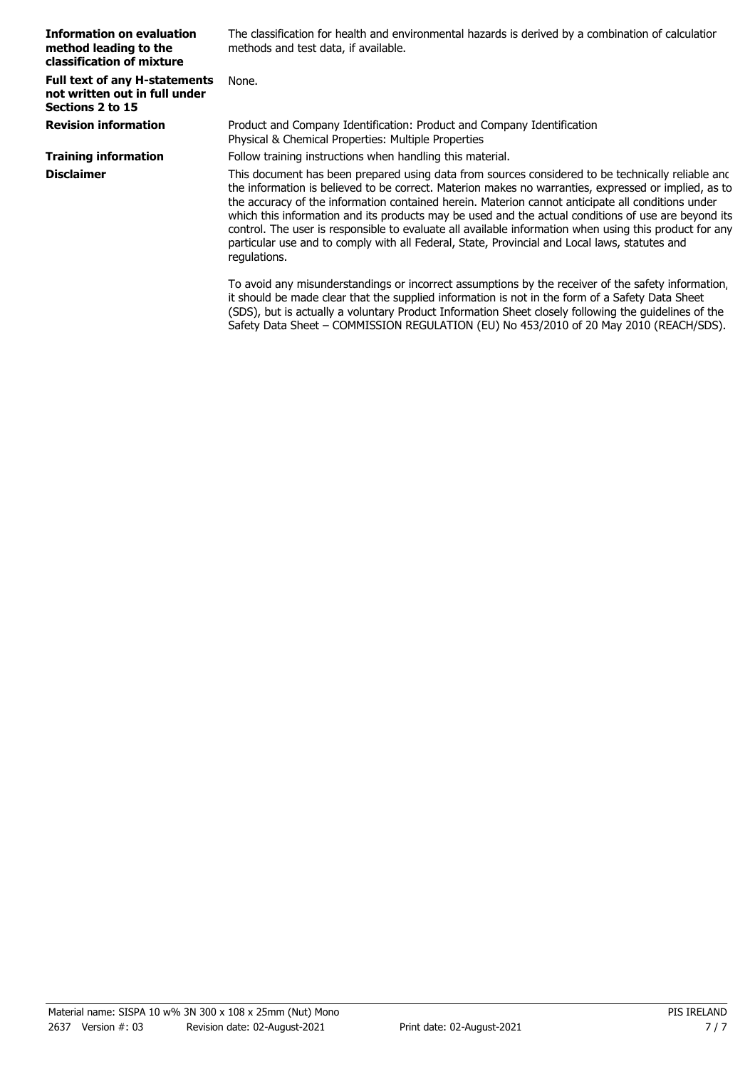**Information on evaluation method leading to the classification of mixture**

The classification for health and environmental hazards is derived by a combination of calculation methods and test data, if available.

**Full text of any H-statements not written out in full under Sections 2 to 15**

None.

**Revision information**

Product and Company Identification: Product and Company Identification
Physical & Chemical Properties: Multiple Properties

**Training information**

Follow training instructions when handling this material.

**Disclaimer**

This document has been prepared using data from sources considered to be technically reliable and the information is believed to be correct. Materion makes no warranties, expressed or implied, as to the accuracy of the information contained herein. Materion cannot anticipate all conditions under which this information and its products may be used and the actual conditions of use are beyond its control. The user is responsible to evaluate all available information when using this product for any particular use and to comply with all Federal, State, Provincial and Local laws, statutes and regulations.

To avoid any misunderstandings or incorrect assumptions by the receiver of the safety information, it should be made clear that the supplied information is not in the form of a Safety Data Sheet (SDS), but is actually a voluntary Product Information Sheet closely following the guidelines of the Safety Data Sheet – COMMISSION REGULATION (EU) No 453/2010 of 20 May 2010 (REACH/SDS).